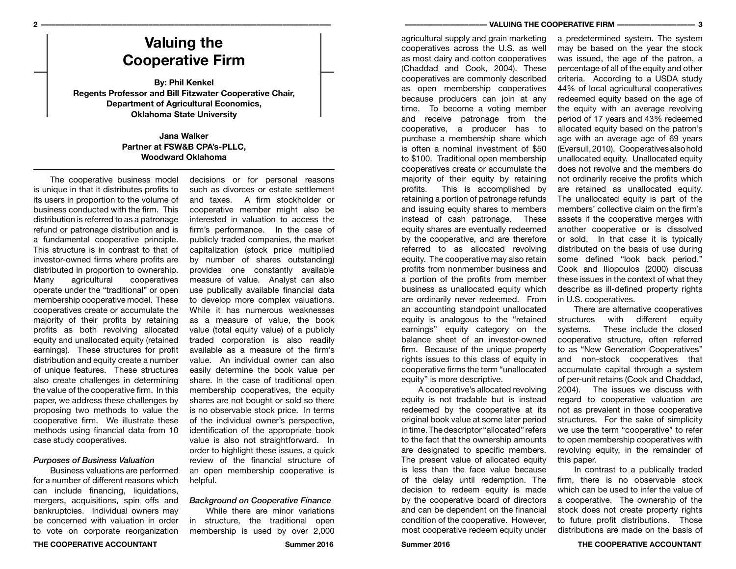# Valuing the Cooperative Firm

**By: Phil Kenkel**
**Regents Professor and Bill Fitzwater Cooperative Chair, Department of Agricultural Economics, Oklahoma State University**

**Jana Walker**
**Partner at FSW&B CPA's-PLLC, Woodward Oklahoma**

The cooperative business model is unique in that it distributes profits to its users in proportion to the volume of business conducted with the firm. This distribution is referred to as a patronage refund or patronage distribution and is a fundamental cooperative principle. This structure is in contrast to that of investor-owned firms where profits are distributed in proportion to ownership. Many agricultural cooperatives operate under the "traditional" or open membership cooperative model. These cooperatives create or accumulate the majority of their profits by retaining profits as both revolving allocated equity and unallocated equity (retained earnings). These structures for profit distribution and equity create a number of unique features. These structures also create challenges in determining the value of the cooperative firm. In this paper, we address these challenges by proposing two methods to value the cooperative firm. We illustrate these methods using financial data from 10 case study cooperatives.

### *Purposes of Business Valuation*

Business valuations are performed for a number of different reasons which can include financing, liquidations, mergers, acquisitions, spin offs and bankruptcies. Individual owners may be concerned with valuation in order to vote on corporate reorganization decisions or for personal reasons such as divorces or estate settlement and taxes. A firm stockholder or cooperative member might also be interested in valuation to access the firm's performance. In the case of publicly traded companies, the market capitalization (stock price multiplied by number of shares outstanding) provides one constantly available measure of value. Analyst can also use publically available financial data to develop more complex valuations. While it has numerous weaknesses as a measure of value, the book value (total equity value) of a publicly traded corporation is also readily available as a measure of the firm's value. An individual owner can also easily determine the book value per share. In the case of traditional open membership cooperatives, the equity shares are not bought or sold so there is no observable stock price. In terms of the individual owner's perspective, identification of the appropriate book value is also not straightforward. In order to highlight these issues, a quick review of the financial structure of an open membership cooperative is helpful.

### *Background on Cooperative Finance*

While there are minor variations in structure, the traditional open membership is used by over 2,000 agricultural supply and grain marketing cooperatives across the U.S. as well as most dairy and cotton cooperatives (Chaddad and Cook, 2004). These cooperatives are commonly described as open membership cooperatives because producers can join at any time. To become a voting member and receive patronage from the cooperative, a producer has to purchase a membership share which is often a nominal investment of $50 to $100. Traditional open membership cooperatives create or accumulate the majority of their equity by retaining profits. This is accomplished by retaining a portion of patronage refunds and issuing equity shares to members instead of cash patronage. These equity shares are eventually redeemed by the cooperative, and are therefore referred to as allocated revolving equity. The cooperative may also retain profits from nonmember business and a portion of the profits from member business as unallocated equity which are ordinarily never redeemed. From an accounting standpoint unallocated equity is analogous to the "retained earnings" equity category on the balance sheet of an investor-owned firm. Because of the unique property rights issues to this class of equity in cooperative firms the term "unallocated equity" is more descriptive.

A cooperative's allocated revolving equity is not tradable but is instead redeemed by the cooperative at its original book value at some later period in time. The descriptor "allocated" refers to the fact that the ownership amounts are designated to specific members. The present value of allocated equity is less than the face value because of the delay until redemption. The decision to redeem equity is made by the cooperative board of directors and can be dependent on the financial condition of the cooperative. However, most cooperative redeem equity under a predetermined system. The system may be based on the year the stock was issued, the age of the patron, a percentage of all of the equity and other criteria. According to a USDA study 44% of local agricultural cooperatives redeemed equity based on the age of the equity with an average revolving period of 17 years and 43% redeemed allocated equity based on the patron's age with an average age of 69 years (Eversull, 2010). Cooperatives also hold unallocated equity. Unallocated equity does not revolve and the members do not ordinarily receive the profits which are retained as unallocated equity. The unallocated equity is part of the members' collective claim on the firm's assets if the cooperative merges with another cooperative or is dissolved or sold. In that case it is typically distributed on the basis of use during some defined "look back period." Cook and Iliopoulos (2000) discuss these issues in the context of what they describe as ill-defined property rights in U.S. cooperatives.

There are alternative cooperatives structures with different equity systems. These include the closed cooperative structure, often referred to as "New Generation Cooperatives" and non-stock cooperatives that accumulate capital through a system of per-unit retains (Cook and Chaddad, 2004). The issues we discuss with regard to cooperative valuation are not as prevalent in those cooperative structures. For the sake of simplicity we use the term "cooperative" to refer to open membership cooperatives with revolving equity, in the remainder of this paper.

In contrast to a publically traded firm, there is no observable stock which can be used to infer the value of a cooperative. The ownership of the stock does not create property rights to future profit distributions. Those distributions are made on the basis of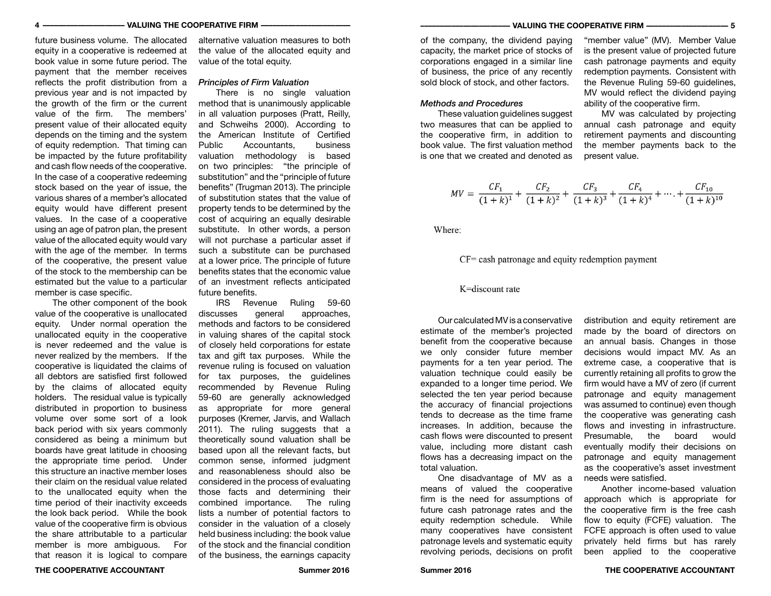future business volume. The allocated equity in a cooperative is redeemed at book value in some future period. The payment that the member receives reflects the profit distribution from a previous year and is not impacted by the growth of the firm or the current value of the firm. The members' present value of their allocated equity depends on the timing and the system of equity redemption. That timing can be impacted by the future profitability and cash flow needs of the cooperative. In the case of a cooperative redeeming stock based on the year of issue, the various shares of a member's allocated equity would have different present values. In the case of a cooperative using an age of patron plan, the present value of the allocated equity would vary with the age of the member. In terms of the cooperative, the present value of the stock to the membership can be estimated but the value to a particular member is case specific.

The other component of the book value of the cooperative is unallocated equity. Under normal operation the unallocated equity in the cooperative is never redeemed and the value is never realized by the members. If the cooperative is liquidated the claims of all debtors are satisfied first followed by the claims of allocated equity holders. The residual value is typically distributed in proportion to business volume over some sort of a look back period with six years commonly considered as being a minimum but boards have great latitude in choosing the appropriate time period. Under this structure an inactive member loses their claim on the residual value related to the unallocated equity when the time period of their inactivity exceeds the look back period. While the book value of the cooperative firm is obvious the share attributable to a particular member is more ambiguous. For that reason it is logical to compare alternative valuation measures to both the value of the allocated equity and value of the total equity.

### *Principles of Firm Valuation*

There is no single valuation method that is unanimously applicable in all valuation purposes (Pratt, Reilly, and Schweihs 2000). According to the American Institute of Certified Public Accountants, business valuation methodology is based on two principles: "the principle of substitution" and the "principle of future benefits" (Trugman 2013). The principle of substitution states that the value of property tends to be determined by the cost of acquiring an equally desirable substitute. In other words, a person will not purchase a particular asset if such a substitute can be purchased at a lower price. The principle of future benefits states that the economic value of an investment reflects anticipated future benefits.

IRS Revenue Ruling 59-60 discusses general approaches, methods and factors to be considered in valuing shares of the capital stock of closely held corporations for estate tax and gift tax purposes. While the revenue ruling is focused on valuation for tax purposes, the guidelines recommended by Revenue Ruling 59-60 are generally acknowledged as appropriate for more general purposes (Kremer, Jarvis, and Wallach 2011). The ruling suggests that a theoretically sound valuation shall be based upon all the relevant facts, but common sense, informed judgment and reasonableness should also be considered in the process of evaluating those facts and determining their combined importance. The ruling lists a number of potential factors to consider in the valuation of a closely held business including: the book value of the stock and the financial condition of the business, the earnings capacity of the company, the dividend paying capacity, the market price of stocks of corporations engaged in a similar line of business, the price of any recently sold block of stock, and other factors.

### *Methods and Procedures*

These valuation guidelines suggest two measures that can be applied to the cooperative firm, in addition to book value. The first valuation method is one that we created and denoted as "member value" (MV). Member Value is the present value of projected future cash patronage payments and equity redemption payments. Consistent with the Revenue Ruling 59-60 guidelines, MV would reflect the dividend paying ability of the cooperative firm.

MV was calculated by projecting annual cash patronage and equity retirement payments and discounting the member payments back to the present value.

$$MV = \frac{CF_1}{(1+k)^1} + \frac{CF_2}{(1+k)^2} + \frac{CF_3}{(1+k)^3} + \frac{CF_4}{(1+k)^4} + \cdots + \frac{CF_{10}}{(1+k)^{10}}$$

Where:

CF= cash patronage and equity redemption payment

K=discount rate

Our calculated MV is a conservative estimate of the member's projected benefit from the cooperative because we only consider future member payments for a ten year period. The valuation technique could easily be expanded to a longer time period. We selected the ten year period because the accuracy of financial projections tends to decrease as the time frame increases. In addition, because the cash flows were discounted to present value, including more distant cash flows has a decreasing impact on the total valuation.

One disadvantage of MV as a means of valued the cooperative firm is the need for assumptions of future cash patronage rates and the equity redemption schedule. While many cooperatives have consistent patronage levels and systematic equity revolving periods, decisions on profit distribution and equity retirement are made by the board of directors on an annual basis. Changes in those decisions would impact MV. As an extreme case, a cooperative that is currently retaining all profits to grow the firm would have a MV of zero (if current patronage and equity management was assumed to continue) even though the cooperative was generating cash flows and investing in infrastructure. Presumable, the board would eventually modify their decisions on patronage and equity management as the cooperative's asset investment needs were satisfied.

Another income-based valuation approach which is appropriate for the cooperative firm is the free cash flow to equity (FCFE) valuation. The FCFE approach is often used to value privately held firms but has rarely been applied to the cooperative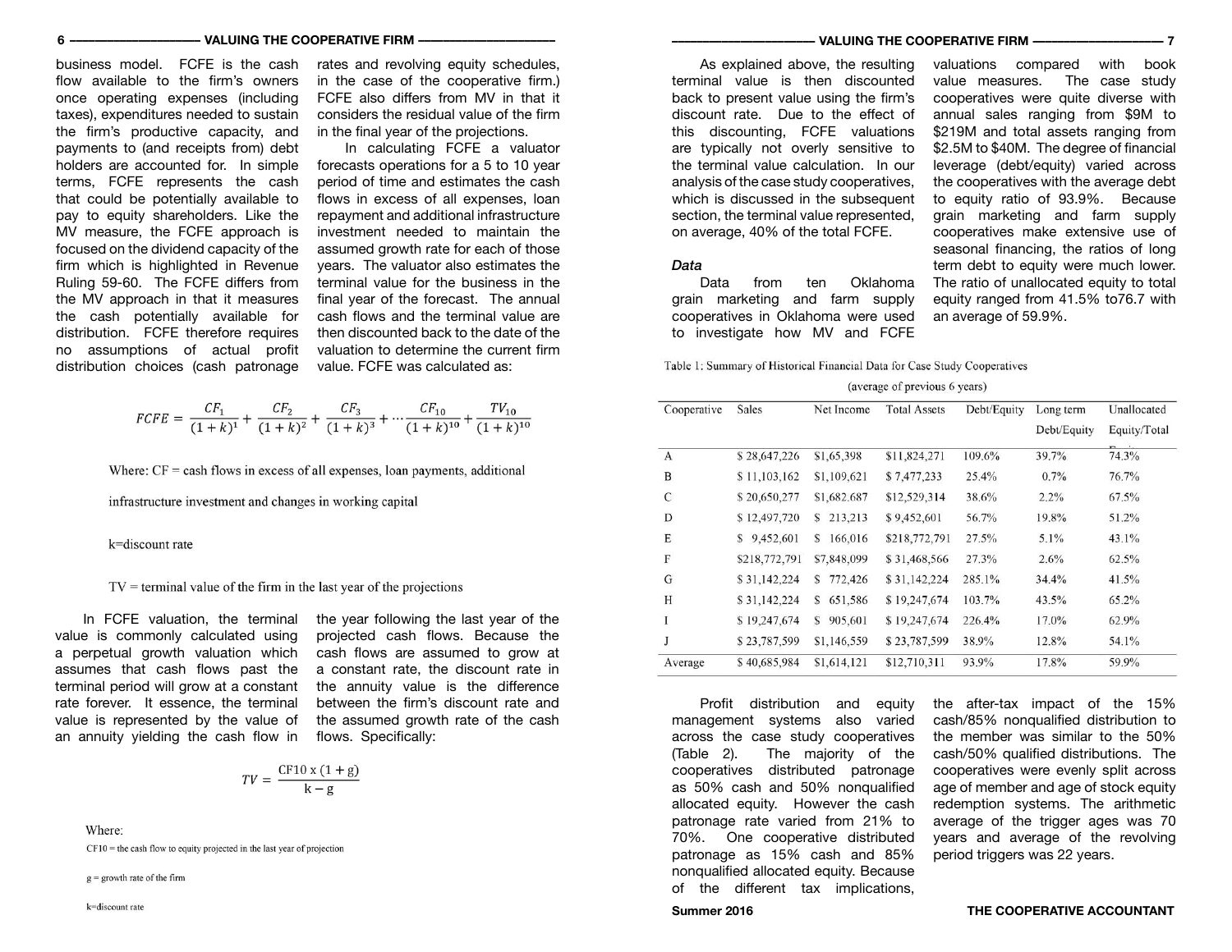business model. FCFE is the cash flow available to the firm's owners once operating expenses (including taxes), expenditures needed to sustain the firm's productive capacity, and payments to (and receipts from) debt holders are accounted for. In simple terms, FCFE represents the cash that could be potentially available to pay to equity shareholders. Like the MV measure, the FCFE approach is focused on the dividend capacity of the firm which is highlighted in Revenue Ruling 59-60. The FCFE differs from the MV approach in that it measures the cash potentially available for distribution. FCFE therefore requires no assumptions of actual profit distribution choices (cash patronage rates and revolving equity schedules, in the case of the cooperative firm.) FCFE also differs from MV in that it considers the residual value of the firm in the final year of the projections.

In calculating FCFE a valuator forecasts operations for a 5 to 10 year period of time and estimates the cash flows in excess of all expenses, loan repayment and additional infrastructure investment needed to maintain the assumed growth rate for each of those years. The valuator also estimates the terminal value for the business in the final year of the forecast. The annual cash flows and the terminal value are then discounted back to the date of the valuation to determine the current firm value. FCFE was calculated as:

$$FCFE = \frac{CF_1}{(1+k)^1} + \frac{CF_2}{(1+k)^2} + \frac{CF_3}{(1+k)^3} + \cdots \frac{CF_{10}}{(1+k)^{10}} + \frac{TV_{10}}{(1+k)^{10}}$$

Where: CF = cash flows in excess of all expenses, loan payments, additional infrastructure investment and changes in working capital

k=discount rate

TV = terminal value of the firm in the last year of the projections

In FCFE valuation, the terminal value is commonly calculated using a perpetual growth valuation which assumes that cash flows past the terminal period will grow at a constant rate forever. It essence, the terminal value is represented by the value of an annuity yielding the cash flow in the year following the last year of the projected cash flows. Because the cash flows are assumed to grow at a constant rate, the discount rate in the annuity value is the difference between the firm's discount rate and the assumed growth rate of the cash flows. Specifically:

$$TV = \frac{\text{CF10 x } (1+g)}{k-g}$$

Where:

CF10 = the cash flow to equity projected in the last year of projection

g = growth rate of the firm

k=discount rate

As explained above, the resulting terminal value is then discounted back to present value using the firm's discount rate. Due to the effect of this discounting, FCFE valuations are typically not overly sensitive to the terminal value calculation. In our analysis of the case study cooperatives, which is discussed in the subsequent section, the terminal value represented, on average, 40% of the total FCFE.

### *Data*

Data from ten Oklahoma grain marketing and farm supply cooperatives in Oklahoma were used to investigate how MV and FCFE valuations compared with book value measures. The case study cooperatives were quite diverse with annual sales ranging from $9M to $219M and total assets ranging from $2.5M to $40M. The degree of financial leverage (debt/equity) varied across the cooperatives with the average debt to equity ratio of 93.9%. Because grain marketing and farm supply cooperatives make extensive use of seasonal financing, the ratios of long term debt to equity were much lower. The ratio of unallocated equity to total equity ranged from 41.5% to76.7 with an average of 59.9%.

Table 1: Summary of Historical Financial Data for Case Study Cooperatives (average of previous 6 years)

| Cooperative | Sales | Net Income | Total Assets | Debt/Equity | Long term Debt/Equity | Unallocated Equity/Total |
|---|---|---|---|---|---|---|
| A | $ 28,647,226 | $1,65,398 | $11,824,271 | 109.6% | 39.7% | 74.3% |
| B | $ 11,103,162 | $1,109,621 | $ 7,477,233 | 25.4% | 0.7% | 76.7% |
| C | $ 20,650,277 | $1,682.687 | $12,529,314 | 38.6% | 2.2% | 67.5% |
| D | $ 12,497,720 | $ 213,213 | $ 9,452,601 | 56.7% | 19.8% | 51.2% |
| E | $ 9,452,601 | $ 166,016 | $218,772,791 | 27.5% | 5.1% | 43.1% |
| F | $218,772,791 | $7,848,099 | $ 31,468,566 | 27.3% | 2.6% | 62.5% |
| G | $ 31,142,224 | $ 772,426 | $ 31,142,224 | 285.1% | 34.4% | 41.5% |
| H | $ 31,142,224 | $ 651,586 | $ 19,247,674 | 103.7% | 43.5% | 65.2% |
| I | $ 19,247,674 | $ 905,601 | $ 19,247,674 | 226.4% | 17.0% | 62.9% |
| J | $ 23,787,599 | $1,146,559 | $ 23,787,599 | 38.9% | 12.8% | 54.1% |
| Average | $ 40,685,984 | $1,614,121 | $12,710,311 | 93.9% | 17.8% | 59.9% |

Profit distribution and equity management systems also varied across the case study cooperatives (Table 2). The majority of the cooperatives distributed patronage as 50% cash and 50% nonqualified allocated equity. However the cash patronage rate varied from 21% to 70%. One cooperative distributed patronage as 15% cash and 85% nonqualified allocated equity. Because of the different tax implications, the after-tax impact of the 15% cash/85% nonqualified distribution to the member was similar to the 50% cash/50% qualified distributions. The cooperatives were evenly split across age of member and age of stock equity redemption systems. The arithmetic average of the trigger ages was 70 years and average of the revolving period triggers was 22 years.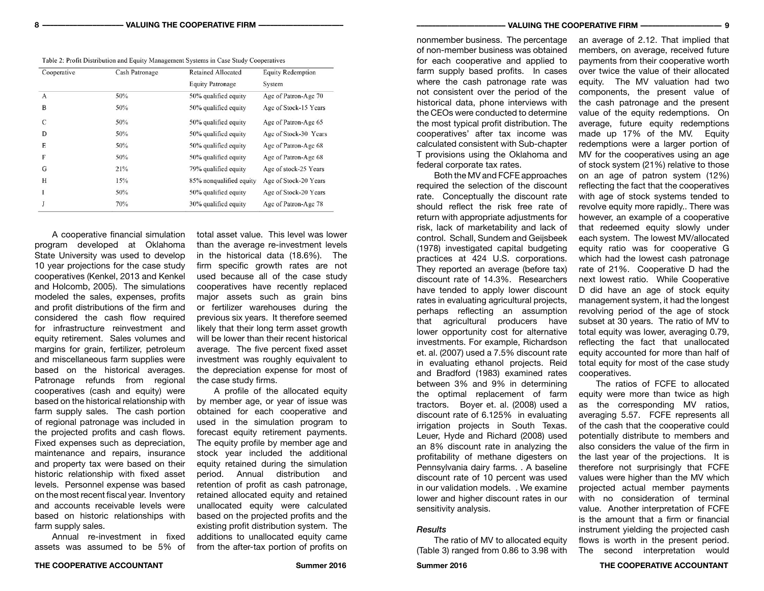Table 2: Profit Distribution and Equity Management Systems in Case Study Cooperatives

| Cooperative | Cash Patronage | Retained Allocated Equity Patronage | Equity Redemption System |
|---|---|---|---|
| A | 50% | 50% qualified equity | Age of Patron-Age 70 |
| B | 50% | 50% qualified equity | Age of Stock-15 Years |
| C | 50% | 50% qualified equity | Age of Patron-Age 65 |
| D | 50% | 50% qualified equity | Age of Stock-30 Years |
| E | 50% | 50% qualified equity | Age of Patron-Age 68 |
| F | 50% | 50% qualified equity | Age of Patron-Age 68 |
| G | 21% | 79% qualified equity | Age of stock-25 Years |
| H | 15% | 85% nonqualified equity | Age of Stock-20 Years |
| I | 50% | 50% qualified equity | Age of Stock-20 Years |
| J | 70% | 30% qualified equity | Age of Patron-Age 78 |

A cooperative financial simulation program developed at Oklahoma State University was used to develop 10 year projections for the case study cooperatives (Kenkel, 2013 and Kenkel and Holcomb, 2005). The simulations modeled the sales, expenses, profits and profit distributions of the firm and considered the cash flow required for infrastructure reinvestment and equity retirement. Sales volumes and margins for grain, fertilizer, petroleum and miscellaneous farm supplies were based on the historical averages. Patronage refunds from regional cooperatives (cash and equity) were based on the historical relationship with farm supply sales. The cash portion of regional patronage was included in the projected profits and cash flows. Fixed expenses such as depreciation, maintenance and repairs, insurance and property tax were based on their historic relationship with fixed asset levels. Personnel expense was based on the most recent fiscal year. Inventory and accounts receivable levels were based on historic relationships with farm supply sales.

Annual re-investment in fixed assets was assumed to be 5% of total asset value. This level was lower than the average re-investment levels in the historical data (18.6%). The firm specific growth rates are not used because all of the case study cooperatives have recently replaced major assets such as grain bins or fertilizer warehouses during the previous six years. It therefore seemed likely that their long term asset growth will be lower than their recent historical average. The five percent fixed asset investment was roughly equivalent to the depreciation expense for most of the case study firms.

A profile of the allocated equity by member age, or year of issue was obtained for each cooperative and used in the simulation program to forecast equity retirement payments. The equity profile by member age and stock year included the additional equity retained during the simulation period. Annual distribution and retention of profit as cash patronage, retained allocated equity and retained unallocated equity were calculated based on the projected profits and the existing profit distribution system. The additions to unallocated equity came from the after-tax portion of profits on nonmember business. The percentage of non-member business was obtained for each cooperative and applied to farm supply based profits. In cases where the cash patronage rate was not consistent over the period of the historical data, phone interviews with the CEOs were conducted to determine the most typical profit distribution. The cooperatives' after tax income was calculated consistent with Sub-chapter T provisions using the Oklahoma and federal corporate tax rates.

Both the MV and FCFE approaches required the selection of the discount rate. Conceptually the discount rate should reflect the risk free rate of return with appropriate adjustments for risk, lack of marketability and lack of control. Schall, Sundem and Geijsbeek (1978) investigated capital budgeting practices at 424 U.S. corporations. They reported an average (before tax) discount rate of 14.3%. Researchers have tended to apply lower discount rates in evaluating agricultural projects, perhaps reflecting an assumption that agricultural producers have lower opportunity cost for alternative investments. For example, Richardson et. al. (2007) used a 7.5% discount rate in evaluating ethanol projects. Reid and Bradford (1983) examined rates between 3% and 9% in determining the optimal replacement of farm tractors. Boyer et. al. (2008) used a discount rate of 6.125% in evaluating irrigation projects in South Texas. Leuer, Hyde and Richard (2008) used an 8% discount rate in analyzing the profitability of methane digesters on Pennsylvania dairy farms. . A baseline discount rate of 10 percent was used in our validation models. . We examine lower and higher discount rates in our sensitivity analysis.

### *Results*

The ratio of MV to allocated equity (Table 3) ranged from 0.86 to 3.98 with an average of 2.12. That implied that members, on average, received future payments from their cooperative worth over twice the value of their allocated equity. The MV valuation had two components, the present value of the cash patronage and the present value of the equity redemptions. On average, future equity redemptions made up 17% of the MV. Equity redemptions were a larger portion of MV for the cooperatives using an age of stock system (21%) relative to those on an age of patron system (12%) reflecting the fact that the cooperatives with age of stock systems tended to revolve equity more rapidly.. There was however, an example of a cooperative that redeemed equity slowly under each system. The lowest MV/allocated equity ratio was for cooperative G which had the lowest cash patronage rate of 21%. Cooperative D had the next lowest ratio. While Cooperative D did have an age of stock equity management system, it had the longest revolving period of the age of stock subset at 30 years. The ratio of MV to total equity was lower, averaging 0.79, reflecting the fact that unallocated equity accounted for more than half of total equity for most of the case study cooperatives.

The ratios of FCFE to allocated equity were more than twice as high as the corresponding MV ratios, averaging 5.57. FCFE represents all of the cash that the cooperative could potentially distribute to members and also considers the value of the firm in the last year of the projections. It is therefore not surprisingly that FCFE values were higher than the MV which projected actual member payments with no consideration of terminal value. Another interpretation of FCFE is the amount that a firm or financial instrument yielding the projected cash flows is worth in the present period. The second interpretation would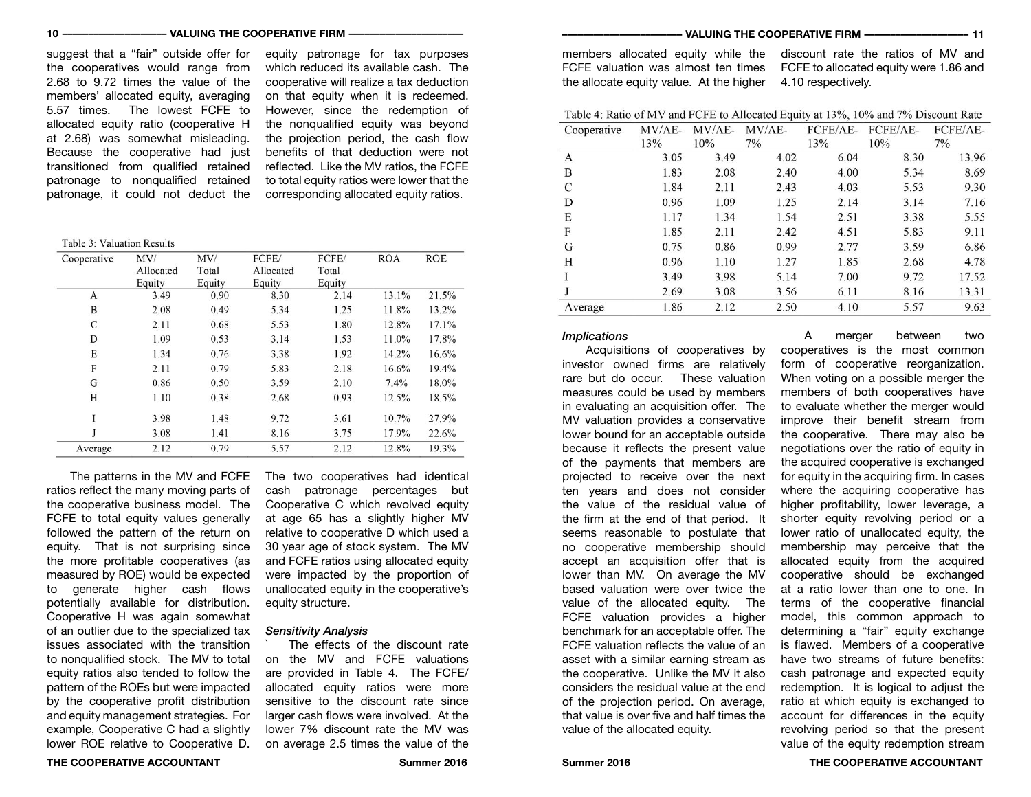suggest that a "fair" outside offer for the cooperatives would range from 2.68 to 9.72 times the value of the members' allocated equity, averaging 5.57 times. The lowest FCFE to allocated equity ratio (cooperative H at 2.68) was somewhat misleading. Because the cooperative had just transitioned from qualified retained patronage to nonqualified retained patronage, it could not deduct the equity patronage for tax purposes which reduced its available cash. The cooperative will realize a tax deduction on that equity when it is redeemed. However, since the redemption of the nonqualified equity was beyond the projection period, the cash flow benefits of that deduction were not reflected. Like the MV ratios, the FCFE to total equity ratios were lower that the corresponding allocated equity ratios.

Table 3: Valuation Results

| Cooperative | MV/ Allocated Equity | MV/ Total Equity | FCFE/ Allocated Equity | FCFE/ Total Equity | ROA | ROE |
|---|---|---|---|---|---|---|
| A | 3.49 | 0.90 | 8.30 | 2.14 | 13.1% | 21.5% |
| B | 2.08 | 0.49 | 5.34 | 1.25 | 11.8% | 13.2% |
| C | 2.11 | 0.68 | 5.53 | 1.80 | 12.8% | 17.1% |
| D | 1.09 | 0.53 | 3.14 | 1.53 | 11.0% | 17.8% |
| E | 1.34 | 0.76 | 3.38 | 1.92 | 14.2% | 16.6% |
| F | 2.11 | 0.79 | 5.83 | 2.18 | 16.6% | 19.4% |
| G | 0.86 | 0.50 | 3.59 | 2.10 | 7.4% | 18.0% |
| H | 1.10 | 0.38 | 2.68 | 0.93 | 12.5% | 18.5% |
| I | 3.98 | 1.48 | 9.72 | 3.61 | 10.7% | 27.9% |
| J | 3.08 | 1.41 | 8.16 | 3.75 | 17.9% | 22.6% |
| Average | 2.12 | 0.79 | 5.57 | 2.12 | 12.8% | 19.3% |

The patterns in the MV and FCFE ratios reflect the many moving parts of the cooperative business model. The FCFE to total equity values generally followed the pattern of the return on equity. That is not surprising since the more profitable cooperatives (as measured by ROE) would be expected to generate higher cash flows potentially available for distribution. Cooperative H was again somewhat of an outlier due to the specialized tax issues associated with the transition to nonqualified stock. The MV to total equity ratios also tended to follow the pattern of the ROEs but were impacted by the cooperative profit distribution and equity management strategies. For example, Cooperative C had a slightly lower ROE relative to Cooperative D. The two cooperatives had identical cash patronage percentages but Cooperative C which revolved equity at age 65 has a slightly higher MV relative to cooperative D which used a 30 year age of stock system. The MV and FCFE ratios using allocated equity were impacted by the proportion of unallocated equity in the cooperative's equity structure.

### *Sensitivity Analysis*

` The effects of the discount rate on the MV and FCFE valuations are provided in Table 4. The FCFE/allocated equity ratios were more sensitive to the discount rate since larger cash flows were involved. At the lower 7% discount rate the MV was on average 2.5 times the value of the members allocated equity while the FCFE valuation was almost ten times the allocate equity value. At the higher discount rate the ratios of MV and FCFE to allocated equity were 1.86 and 4.10 respectively.

Table 4: Ratio of MV and FCFE to Allocated Equity at 13%, 10% and 7% Discount Rate

| Cooperative | MV/AE-13% | MV/AE-10% | MV/AE-7% | FCFE/AE-13% | FCFE/AE-10% | FCFE/AE-7% |
|---|---|---|---|---|---|---|
| A | 3.05 | 3.49 | 4.02 | 6.04 | 8.30 | 13.96 |
| B | 1.83 | 2.08 | 2.40 | 4.00 | 5.34 | 8.69 |
| C | 1.84 | 2.11 | 2.43 | 4.03 | 5.53 | 9.30 |
| D | 0.96 | 1.09 | 1.25 | 2.14 | 3.14 | 7.16 |
| E | 1.17 | 1.34 | 1.54 | 2.51 | 3.38 | 5.55 |
| F | 1.85 | 2.11 | 2.42 | 4.51 | 5.83 | 9.11 |
| G | 0.75 | 0.86 | 0.99 | 2.77 | 3.59 | 6.86 |
| H | 0.96 | 1.10 | 1.27 | 1.85 | 2.68 | 4.78 |
| I | 3.49 | 3.98 | 5.14 | 7.00 | 9.72 | 17.52 |
| J | 2.69 | 3.08 | 3.56 | 6.11 | 8.16 | 13.31 |
| Average | 1.86 | 2.12 | 2.50 | 4.10 | 5.57 | 9.63 |

### *Implications*

Acquisitions of cooperatives by investor owned firms are relatively rare but do occur. These valuation measures could be used by members in evaluating an acquisition offer. The MV valuation provides a conservative lower bound for an acceptable outside because it reflects the present value of the payments that members are projected to receive over the next ten years and does not consider the value of the residual value of the firm at the end of that period. It seems reasonable to postulate that no cooperative membership should accept an acquisition offer that is lower than MV. On average the MV based valuation were over twice the value of the allocated equity. The FCFE valuation provides a higher benchmark for an acceptable offer. The FCFE valuation reflects the value of an asset with a similar earning stream as the cooperative. Unlike the MV it also considers the residual value at the end of the projection period. On average, that value is over five and half times the value of the allocated equity.

A merger between two cooperatives is the most common form of cooperative reorganization. When voting on a possible merger the members of both cooperatives have to evaluate whether the merger would improve their benefit stream from the cooperative. There may also be negotiations over the ratio of equity in the acquired cooperative is exchanged for equity in the acquiring firm. In cases where the acquiring cooperative has higher profitability, lower leverage, a shorter equity revolving period or a lower ratio of unallocated equity, the membership may perceive that the allocated equity from the acquired cooperative should be exchanged at a ratio lower than one to one. In terms of the cooperative financial model, this common approach to determining a "fair" equity exchange is flawed. Members of a cooperative have two streams of future benefits: cash patronage and expected equity redemption. It is logical to adjust the ratio at which equity is exchanged to account for differences in the equity revolving period so that the present value of the equity redemption stream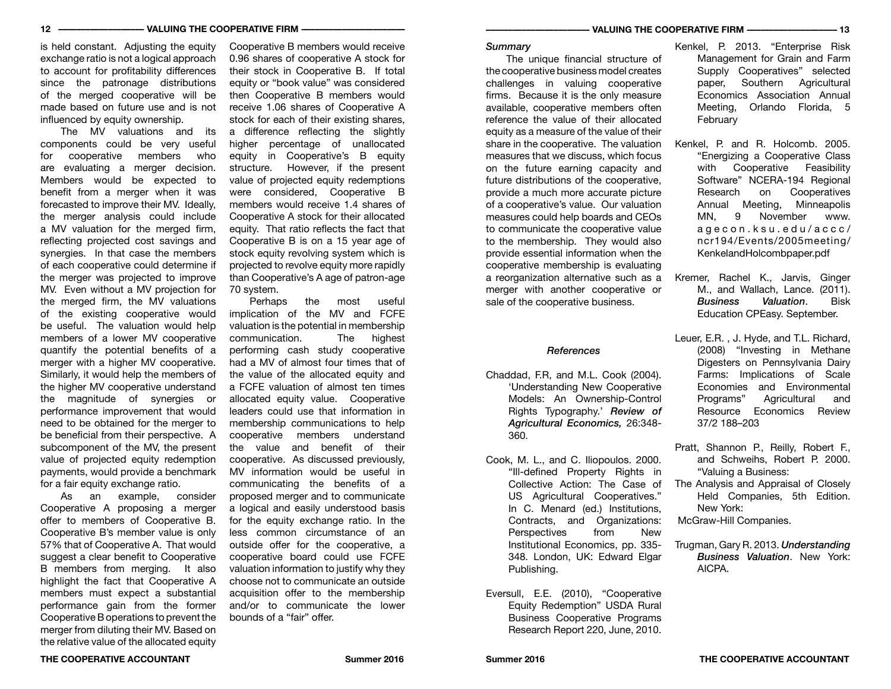is held constant. Adjusting the equity exchange ratio is not a logical approach to account for profitability differences since the patronage distributions of the merged cooperative will be made based on future use and is not influenced by equity ownership.

The MV valuations and its components could be very useful for cooperative members who are evaluating a merger decision. Members would be expected to benefit from a merger when it was forecasted to improve their MV. Ideally, the merger analysis could include a MV valuation for the merged firm, reflecting projected cost savings and synergies. In that case the members of each cooperative could determine if the merger was projected to improve MV. Even without a MV projection for the merged firm, the MV valuations of the existing cooperative would be useful. The valuation would help members of a lower MV cooperative quantify the potential benefits of a merger with a higher MV cooperative. Similarly, it would help the members of the higher MV cooperative understand the magnitude of synergies or performance improvement that would need to be obtained for the merger to be beneficial from their perspective. A subcomponent of the MV, the present value of projected equity redemption payments, would provide a benchmark for a fair equity exchange ratio.

As an example, consider Cooperative A proposing a merger offer to members of Cooperative B. Cooperative B's member value is only 57% that of Cooperative A. That would suggest a clear benefit to Cooperative B members from merging. It also highlight the fact that Cooperative A members must expect a substantial performance gain from the former Cooperative B operations to prevent the merger from diluting their MV. Based on the relative value of the allocated equity Cooperative B members would receive 0.96 shares of cooperative A stock for their stock in Cooperative B. If total equity or "book value" was considered then Cooperative B members would receive 1.06 shares of Cooperative A stock for each of their existing shares, a difference reflecting the slightly higher percentage of unallocated equity in Cooperative's B equity structure. However, if the present value of projected equity redemptions were considered, Cooperative B members would receive 1.4 shares of Cooperative A stock for their allocated equity. That ratio reflects the fact that Cooperative B is on a 15 year age of stock equity revolving system which is projected to revolve equity more rapidly than Cooperative's A age of patron-age 70 system.

Perhaps the most useful implication of the MV and FCFE valuation is the potential in membership communication. The highest performing cash study cooperative had a MV of almost four times that of the value of the allocated equity and a FCFE valuation of almost ten times allocated equity value. Cooperative leaders could use that information in membership communications to help cooperative members understand the value and benefit of their cooperative. As discussed previously, MV information would be useful in communicating the benefits of a proposed merger and to communicate a logical and easily understood basis for the equity exchange ratio. In the less common circumstance of an outside offer for the cooperative, a cooperative board could use FCFE valuation information to justify why they choose not to communicate an outside acquisition offer to the membership and/or to communicate the lower bounds of a "fair" offer.

### *Summary*

The unique financial structure of the cooperative business model creates challenges in valuing cooperative firms. Because it is the only measure available, cooperative members often reference the value of their allocated equity as a measure of the value of their share in the cooperative. The valuation measures that we discuss, which focus on the future earning capacity and future distributions of the cooperative, provide a much more accurate picture of a cooperative's value. Our valuation measures could help boards and CEOs to communicate the cooperative value to the membership. They would also provide essential information when the cooperative membership is evaluating a reorganization alternative such as a merger with another cooperative or sale of the cooperative business.

### *References*

Chaddad, F.R, and M.L. Cook (2004). 'Understanding New Cooperative Models: An Ownership-Control Rights Typography.' ***Review of Agricultural Economics,*** 26:348-360.

Cook, M. L., and C. Iliopoulos. 2000. "Ill-defined Property Rights in Collective Action: The Case of US Agricultural Cooperatives." In C. Menard (ed.) Institutions, Contracts, and Organizations: Perspectives from New Institutional Economics, pp. 335-348. London, UK: Edward Elgar Publishing.

Eversull, E.E. (2010), "Cooperative Equity Redemption" USDA Rural Business Cooperative Programs Research Report 220, June, 2010.

Kenkel, P. 2013. "Enterprise Risk Management for Grain and Farm Supply Cooperatives" selected paper, Southern Agricultural Economics Association Annual Meeting, Orlando Florida, 5 February

Kenkel, P. and R. Holcomb. 2005. "Energizing a Cooperative Class with Cooperative Feasibility Software" NCERA-194 Regional Research on Cooperatives Annual Meeting, Minneapolis MN, 9 November www.agecon.ksu.edu/accc/ncr194/Events/2005meeting/KenkelandHolcombpaper.pdf

Kremer, Rachel K., Jarvis, Ginger M., and Wallach, Lance. (2011). ***Business Valuation***. Bisk Education CPEasy. September.

Leuer, E.R. , J. Hyde, and T.L. Richard, (2008) "Investing in Methane Digesters on Pennsylvania Dairy Farms: Implications of Scale Economies and Environmental Programs" Agricultural and Resource Economics Review 37/2 188–203

Pratt, Shannon P., Reilly, Robert F., and Schweihs, Robert P. 2000. "Valuing a Business:
The Analysis and Appraisal of Closely Held Companies, 5th Edition. New York:
McGraw-Hill Companies.

Trugman, Gary R. 2013. ***Understanding Business Valuation***. New York: AICPA.